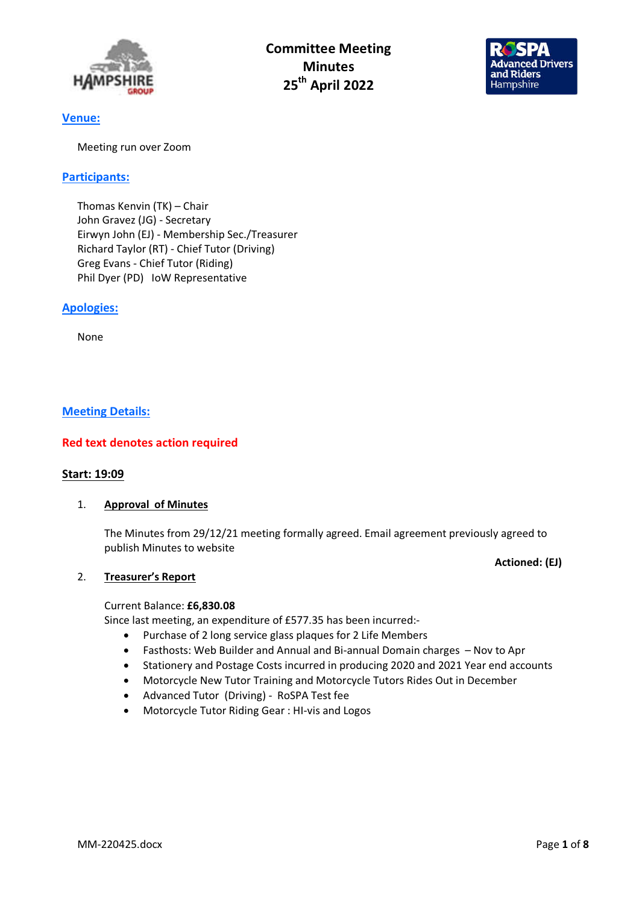# Committee Meeting Minutes 25th April 2022

## Venue:

Meeting run over Zoom

## Participants:

Thomas Kenvin (TK) – Chair
John Gravez (JG) - Secretary
Eirwyn John (EJ) - Membership Sec./Treasurer
Richard Taylor (RT) - Chief Tutor (Driving)
Greg Evans - Chief Tutor (Riding)
Phil Dyer (PD) IoW Representative

## Apologies:

None

## Meeting Details:

**Red text denotes action required**

**Start: 19:09**

1. **Approval of Minutes**

   The Minutes from 29/12/21 meeting formally agreed. Email agreement previously agreed to publish Minutes to website

   **Actioned: (EJ)**

2. **Treasurer's Report**

   Current Balance: **£6,830.08**
   Since last meeting, an expenditure of £577.35 has been incurred:-

   - Purchase of 2 long service glass plaques for 2 Life Members
   - Fasthosts: Web Builder and Annual and Bi-annual Domain charges – Nov to Apr
   - Stationery and Postage Costs incurred in producing 2020 and 2021 Year end accounts
   - Motorcycle New Tutor Training and Motorcycle Tutors Rides Out in December
   - Advanced Tutor (Driving) - RoSPA Test fee
   - Motorcycle Tutor Riding Gear : HI-vis and Logos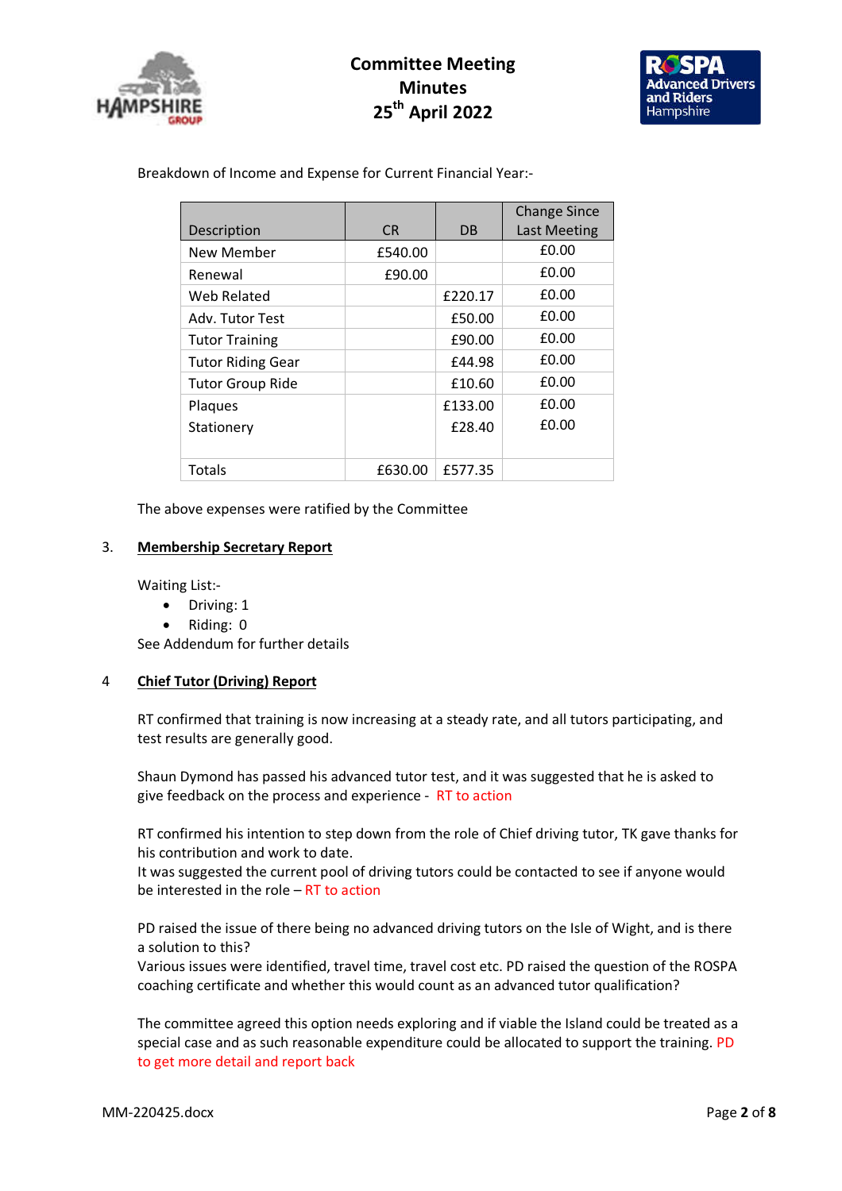Breakdown of Income and Expense for Current Financial Year:-

| Description | CR | DB | Change Since Last Meeting |
|---|---|---|---|
| New Member | £540.00 | | £0.00 |
| Renewal | £90.00 | | £0.00 |
| Web Related | | £220.17 | £0.00 |
| Adv. Tutor Test | | £50.00 | £0.00 |
| Tutor Training | | £90.00 | £0.00 |
| Tutor Riding Gear | | £44.98 | £0.00 |
| Tutor Group Ride | | £10.60 | £0.00 |
| Plaques | | £133.00 | £0.00 |
| Stationery | | £28.40 | £0.00 |
| Totals | £630.00 | £577.35 | |

The above expenses were ratified by the Committee

## 3. Membership Secretary Report

Waiting List:-

- Driving: 1
- Riding: 0

See Addendum for further details

## 4 Chief Tutor (Driving) Report

RT confirmed that training is now increasing at a steady rate, and all tutors participating, and test results are generally good.

Shaun Dymond has passed his advanced tutor test, and it was suggested that he is asked to give feedback on the process and experience - RT to action

RT confirmed his intention to step down from the role of Chief driving tutor, TK gave thanks for his contribution and work to date.
It was suggested the current pool of driving tutors could be contacted to see if anyone would be interested in the role – RT to action

PD raised the issue of there being no advanced driving tutors on the Isle of Wight, and is there a solution to this?
Various issues were identified, travel time, travel cost etc. PD raised the question of the ROSPA coaching certificate and whether this would count as an advanced tutor qualification?

The committee agreed this option needs exploring and if viable the Island could be treated as a special case and as such reasonable expenditure could be allocated to support the training. PD to get more detail and report back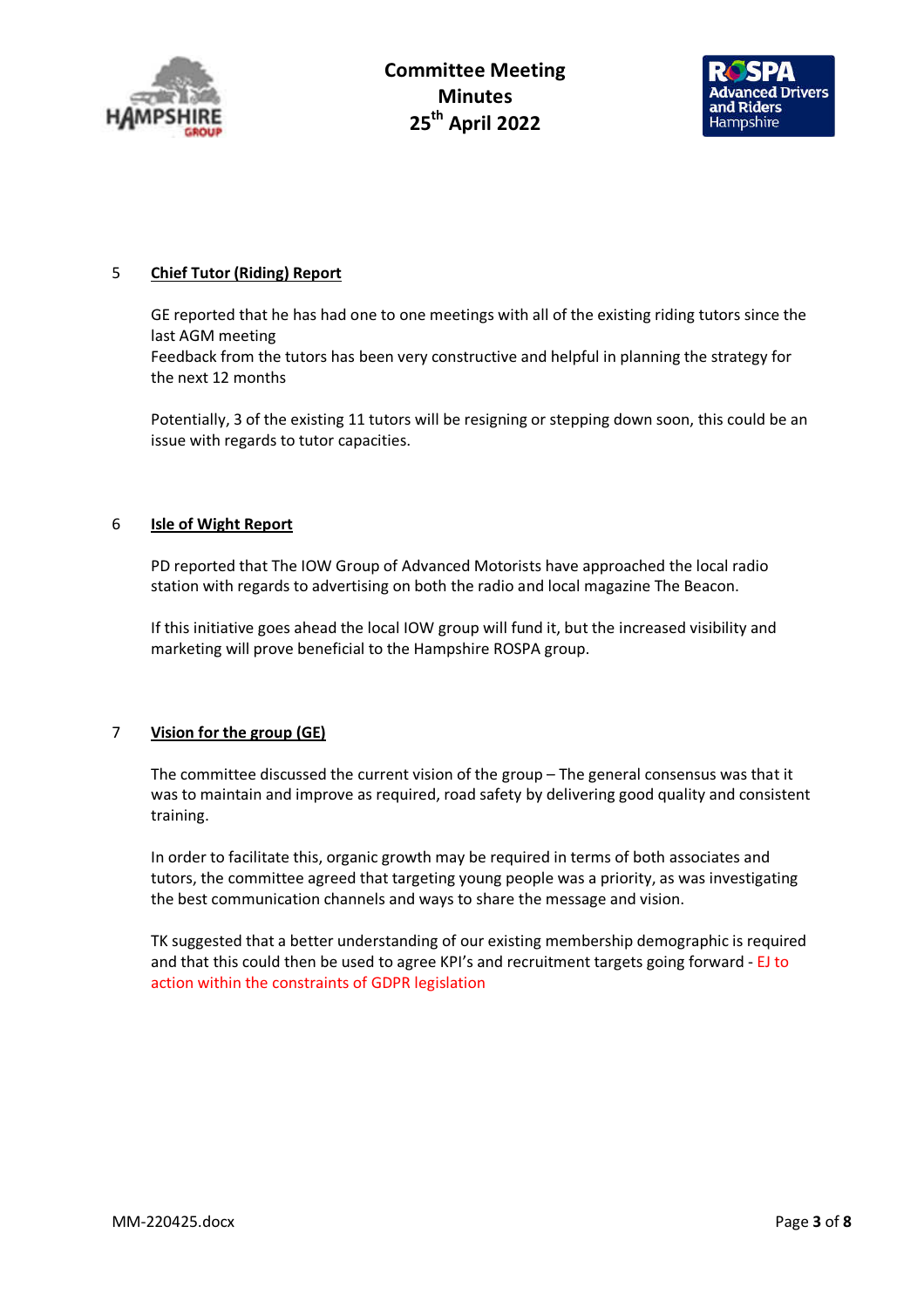## 5 Chief Tutor (Riding) Report

GE reported that he has had one to one meetings with all of the existing riding tutors since the last AGM meeting
Feedback from the tutors has been very constructive and helpful in planning the strategy for the next 12 months

Potentially, 3 of the existing 11 tutors will be resigning or stepping down soon, this could be an issue with regards to tutor capacities.

## 6 Isle of Wight Report

PD reported that The IOW Group of Advanced Motorists have approached the local radio station with regards to advertising on both the radio and local magazine The Beacon.

If this initiative goes ahead the local IOW group will fund it, but the increased visibility and marketing will prove beneficial to the Hampshire ROSPA group.

## 7 Vision for the group (GE)

The committee discussed the current vision of the group – The general consensus was that it was to maintain and improve as required, road safety by delivering good quality and consistent training.

In order to facilitate this, organic growth may be required in terms of both associates and tutors, the committee agreed that targeting young people was a priority, as was investigating the best communication channels and ways to share the message and vision.

TK suggested that a better understanding of our existing membership demographic is required and that this could then be used to agree KPI's and recruitment targets going forward - EJ to action within the constraints of GDPR legislation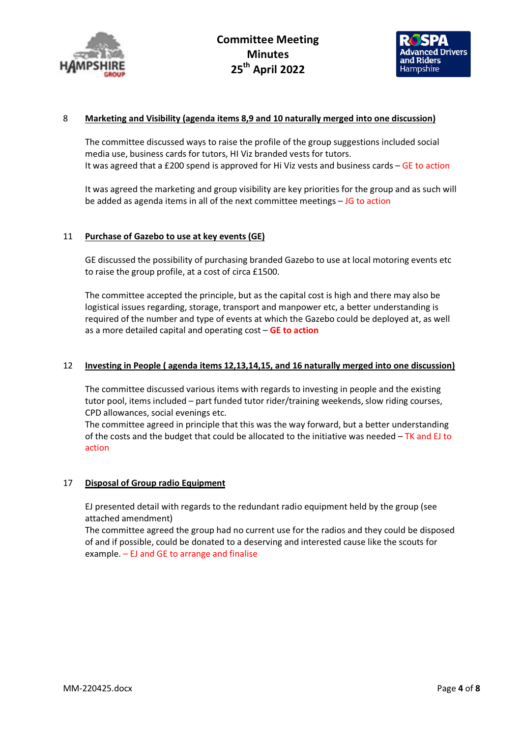## 8 Marketing and Visibility (agenda items 8,9 and 10 naturally merged into one discussion)

The committee discussed ways to raise the profile of the group suggestions included social media use, business cards for tutors, HI Viz branded vests for tutors.
It was agreed that a £200 spend is approved for Hi Viz vests and business cards – GE to action

It was agreed the marketing and group visibility are key priorities for the group and as such will be added as agenda items in all of the next committee meetings – JG to action

## 11 Purchase of Gazebo to use at key events (GE)

GE discussed the possibility of purchasing branded Gazebo to use at local motoring events etc to raise the group profile, at a cost of circa £1500.

The committee accepted the principle, but as the capital cost is high and there may also be logistical issues regarding, storage, transport and manpower etc, a better understanding is required of the number and type of events at which the Gazebo could be deployed at, as well as a more detailed capital and operating cost – **GE to action**

## 12 Investing in People ( agenda items 12,13,14,15, and 16 naturally merged into one discussion)

The committee discussed various items with regards to investing in people and the existing tutor pool, items included – part funded tutor rider/training weekends, slow riding courses, CPD allowances, social evenings etc.
The committee agreed in principle that this was the way forward, but a better understanding of the costs and the budget that could be allocated to the initiative was needed – TK and EJ to action

## 17 Disposal of Group radio Equipment

EJ presented detail with regards to the redundant radio equipment held by the group (see attached amendment)
The committee agreed the group had no current use for the radios and they could be disposed of and if possible, could be donated to a deserving and interested cause like the scouts for example. – EJ and GE to arrange and finalise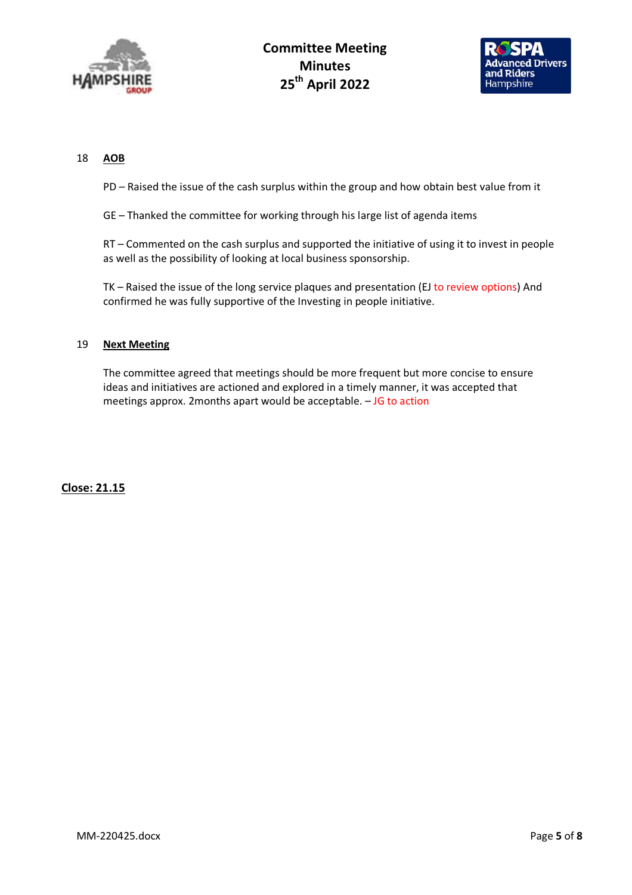18 **AOB**

PD – Raised the issue of the cash surplus within the group and how obtain best value from it

GE – Thanked the committee for working through his large list of agenda items

RT – Commented on the cash surplus and supported the initiative of using it to invest in people as well as the possibility of looking at local business sponsorship.

TK – Raised the issue of the long service plaques and presentation (EJ to review options) And confirmed he was fully supportive of the Investing in people initiative.

19 **Next Meeting**

The committee agreed that meetings should be more frequent but more concise to ensure ideas and initiatives are actioned and explored in a timely manner, it was accepted that meetings approx. 2months apart would be acceptable. – JG to action

**Close: 21.15**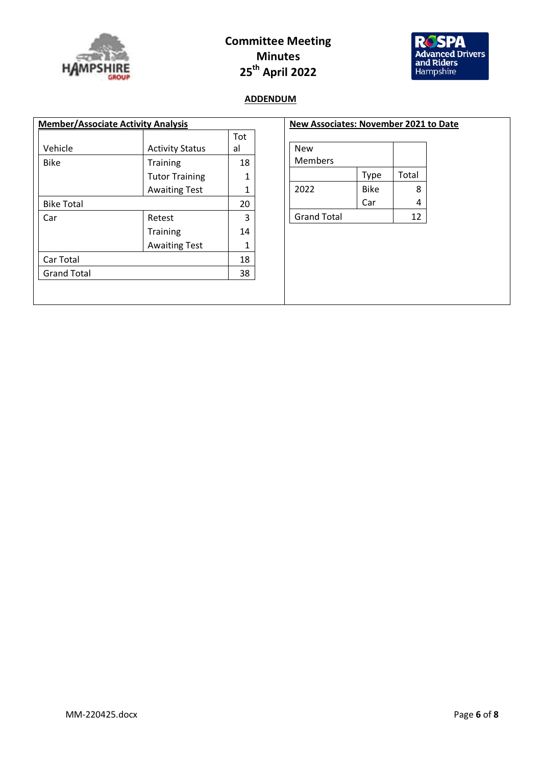# Committee Meeting Minutes 25th April 2022

## ADDENDUM

### Member/Associate Activity Analysis

| Vehicle | Activity Status | Total |
|---|---|---|
| Bike | Training | 18 |
| | Tutor Training | 1 |
| | Awaiting Test | 1 |
| Bike Total | | 20 |
| Car | Retest | 3 |
| | Training | 14 |
| | Awaiting Test | 1 |
| Car Total | | 18 |
| Grand Total | | 38 |

### New Associates: November 2021 to Date

| New Members | | |
|---|---|---|
| | Type | Total |
| 2022 | Bike | 8 |
| | Car | 4 |
| Grand Total | | 12 |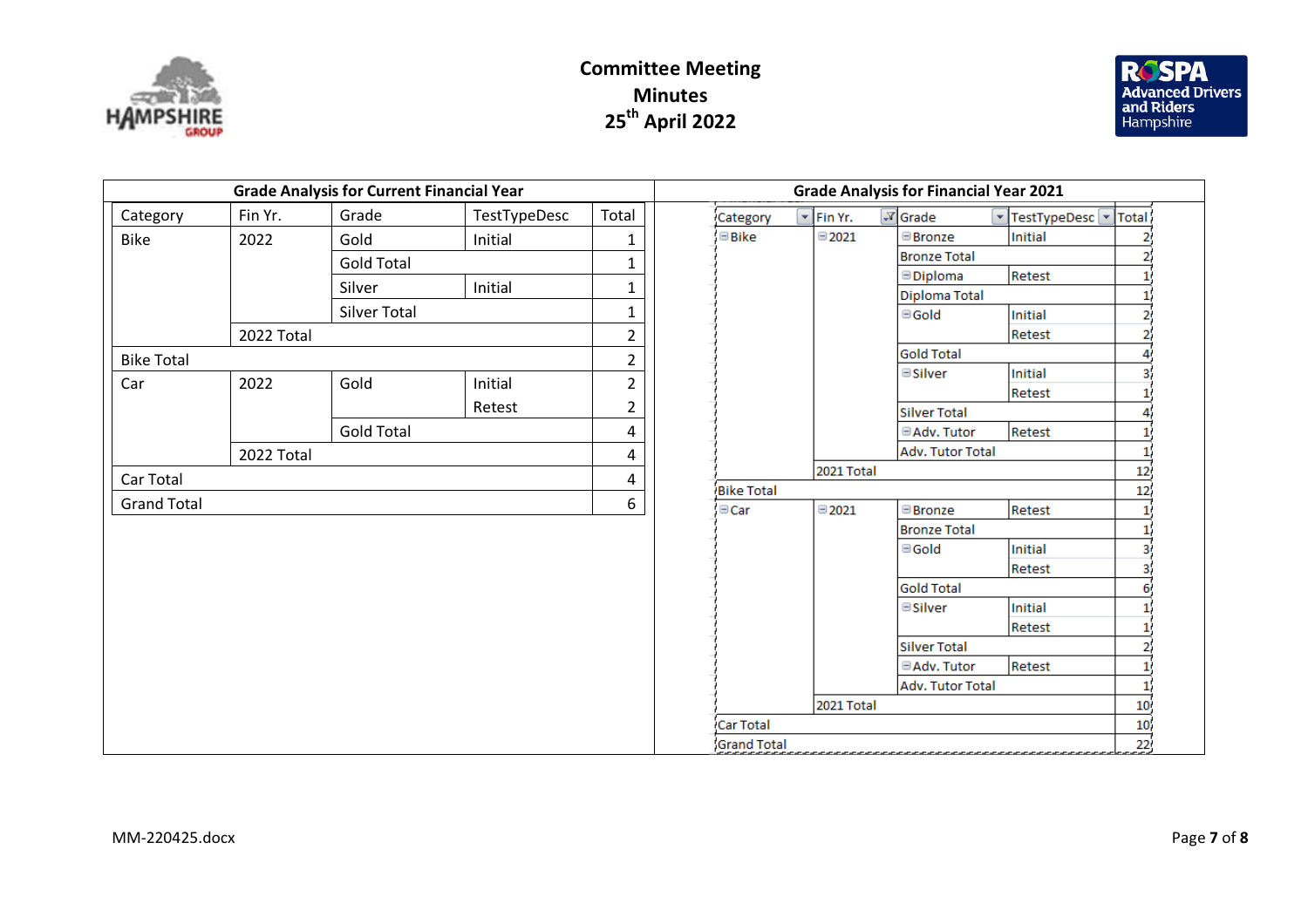**Committee Meeting**
**Minutes**
**25th April 2022**

### Grade Analysis for Current Financial Year

| Category | Fin Yr. | Grade | TestTypeDesc | Total |
|---|---|---|---|---|
| Bike | 2022 | Gold | Initial | 1 |
| | | Gold Total | | 1 |
| | | Silver | Initial | 1 |
| | | Silver Total | | 1 |
| | 2022 Total | | | 2 |
| Bike Total | | | | 2 |
| Car | 2022 | Gold | Initial | 2 |
| | | | Retest | 2 |
| | | Gold Total | | 4 |
| | 2022 Total | | | 4 |
| Car Total | | | | 4 |
| Grand Total | | | | 6 |

### Grade Analysis for Financial Year 2021

| Category | Fin Yr. | Grade | TestTypeDesc | Total |
|---|---|---|---|---|
| Bike | 2021 | Bronze | Initial | 2 |
| | | Bronze Total | | 2 |
| | | Diploma | Retest | 1 |
| | | Diploma Total | | 1 |
| | | Gold | Initial | 2 |
| | | | Retest | 2 |
| | | Gold Total | | 4 |
| | | Silver | Initial | 3 |
| | | | Retest | 1 |
| | | Silver Total | | 4 |
| | | Adv. Tutor | Retest | 1 |
| | | Adv. Tutor Total | | 1 |
| | 2021 Total | | | 12 |
| Bike Total | | | | 12 |
| Car | 2021 | Bronze | Retest | 1 |
| | | Bronze Total | | 1 |
| | | Gold | Initial | 3 |
| | | | Retest | 3 |
| | | Gold Total | | 6 |
| | | Silver | Initial | 1 |
| | | | Retest | 1 |
| | | Silver Total | | 2 |
| | | Adv. Tutor | Retest | 1 |
| | | Adv. Tutor Total | | 1 |
| | 2021 Total | | | 10 |
| Car Total | | | | 10 |
| Grand Total | | | | 22 |

MM-220425.docx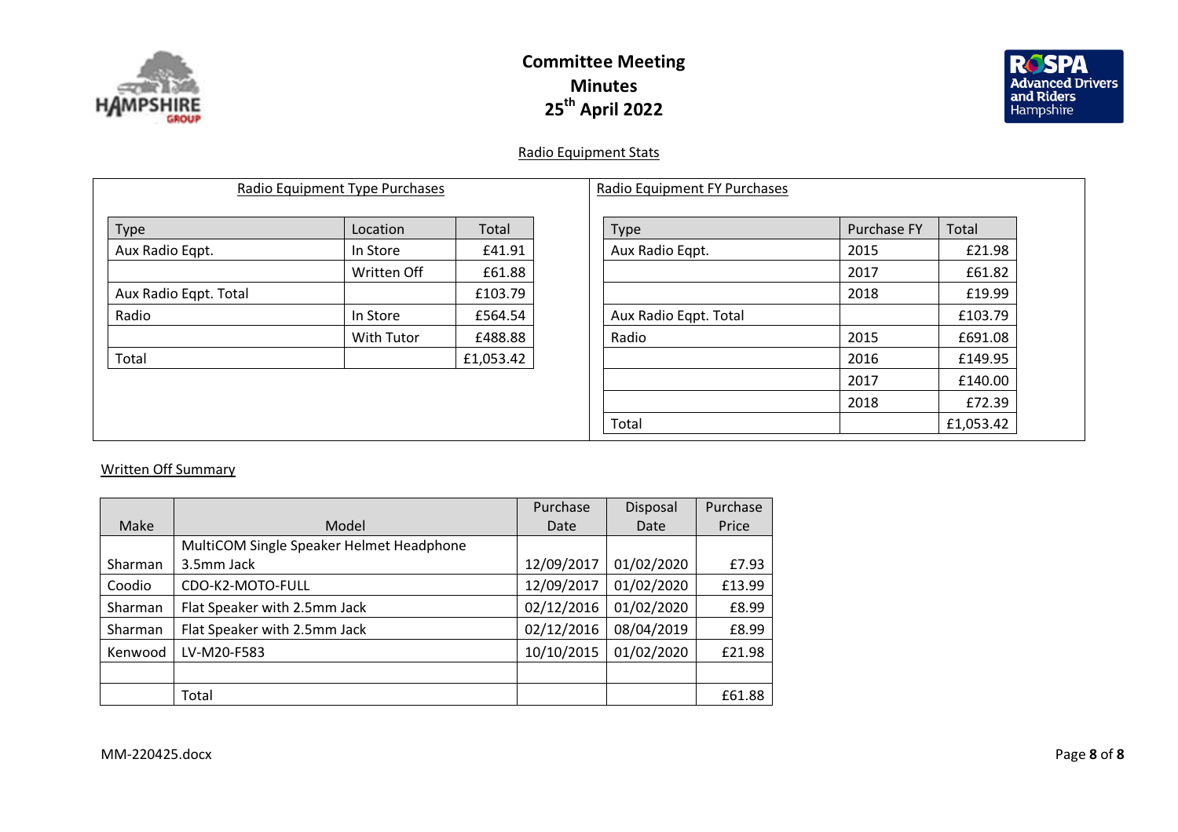# Committee Meeting Minutes 25th April 2022

## Radio Equipment Stats

### Radio Equipment Type Purchases

| Type | Location | Total |
|---|---|---|
| Aux Radio Eqpt. | In Store | £41.91 |
| | Written Off | £61.88 |
| Aux Radio Eqpt. Total | | £103.79 |
| Radio | In Store | £564.54 |
| | With Tutor | £488.88 |
| Total | | £1,053.42 |

### Radio Equipment FY Purchases

| Type | Purchase FY | Total |
|---|---|---|
| Aux Radio Eqpt. | 2015 | £21.98 |
| | 2017 | £61.82 |
| | 2018 | £19.99 |
| Aux Radio Eqpt. Total | | £103.79 |
| Radio | 2015 | £691.08 |
| | 2016 | £149.95 |
| | 2017 | £140.00 |
| | 2018 | £72.39 |
| Total | | £1,053.42 |

## Written Off Summary

| Make | Model | Purchase Date | Disposal Date | Purchase Price |
|---|---|---|---|---|
| Sharman | MultiCOM Single Speaker Helmet Headphone 3.5mm Jack | 12/09/2017 | 01/02/2020 | £7.93 |
| Coodio | CDO-K2-MOTO-FULL | 12/09/2017 | 01/02/2020 | £13.99 |
| Sharman | Flat Speaker with 2.5mm Jack | 02/12/2016 | 01/02/2020 | £8.99 |
| Sharman | Flat Speaker with 2.5mm Jack | 02/12/2016 | 08/04/2019 | £8.99 |
| Kenwood | LV-M20-F583 | 10/10/2015 | 01/02/2020 | £21.98 |
| | | | | |
| | Total | | | £61.88 |